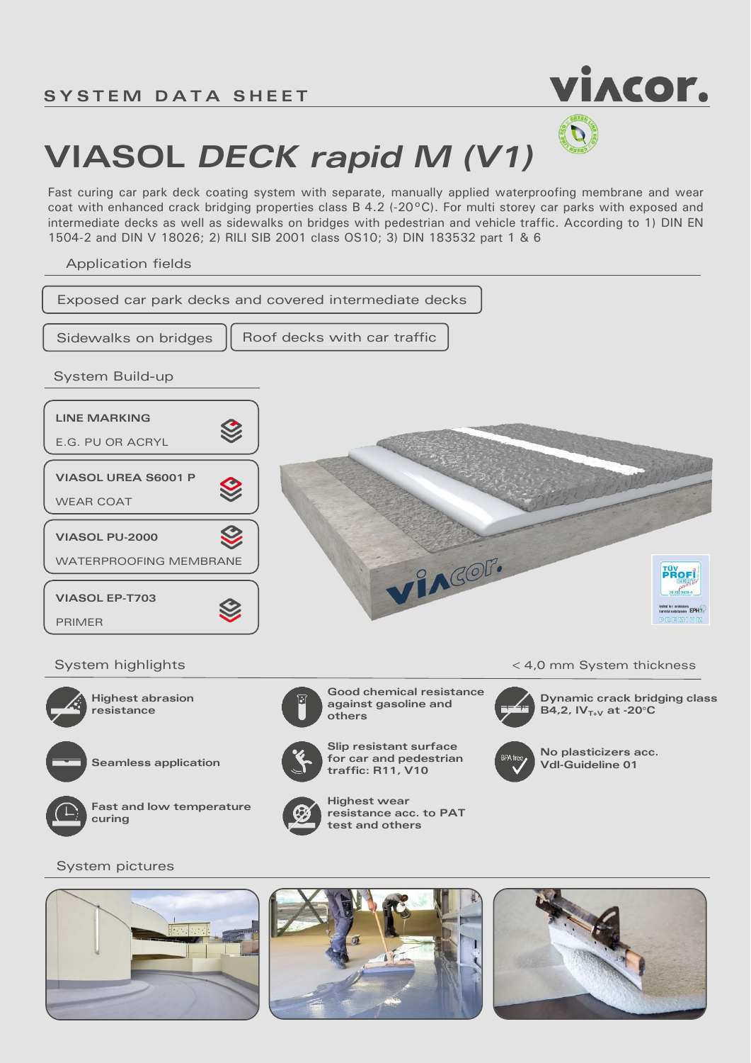SYSTEM DATA SHEET

# VIASOL *DECK rapid M (V1)*

Fast curing car park deck coating system with separate, manually applied waterproofing membrane and wear coat with enhanced crack bridging properties class B 4.2 (-20°C). For multi storey car parks with exposed and intermediate decks as well as sidewalks on bridges with pedestrian and vehicle traffic. According to 1) DIN EN 1504-2 and DIN V 18026; 2) RILI SIB 2001 class OS10; 3) DIN 183532 part 1 & 6

## Application fields

- Exposed car park decks and covered intermediate decks
- Sidewalks on bridges
- Roof decks with car traffic

## System Build-up

- **LINE MARKING** – E.G. PU OR ACRYL
- **VIASOL UREA S6001 P** – WEAR COAT
- **VIASOL PU-2000** – WATERPROOFING MEMBRANE
- **VIASOL EP-T703** – PRIMER

## System highlights

< 4,0 mm System thickness

- **Highest abrasion resistance**
- **Good chemical resistance against gasoline and others**
- **Dynamic crack bridging class B4,2, $IV_{T+V}$ at -20°C**
- **Seamless application**
- **Slip resistant surface for car and pedestrian traffic: R11, V10**
- **No plasticizers acc. VdI-Guideline 01**
- **Fast and low temperature curing**
- **Highest wear resistance acc. to PAT test and others**

## System pictures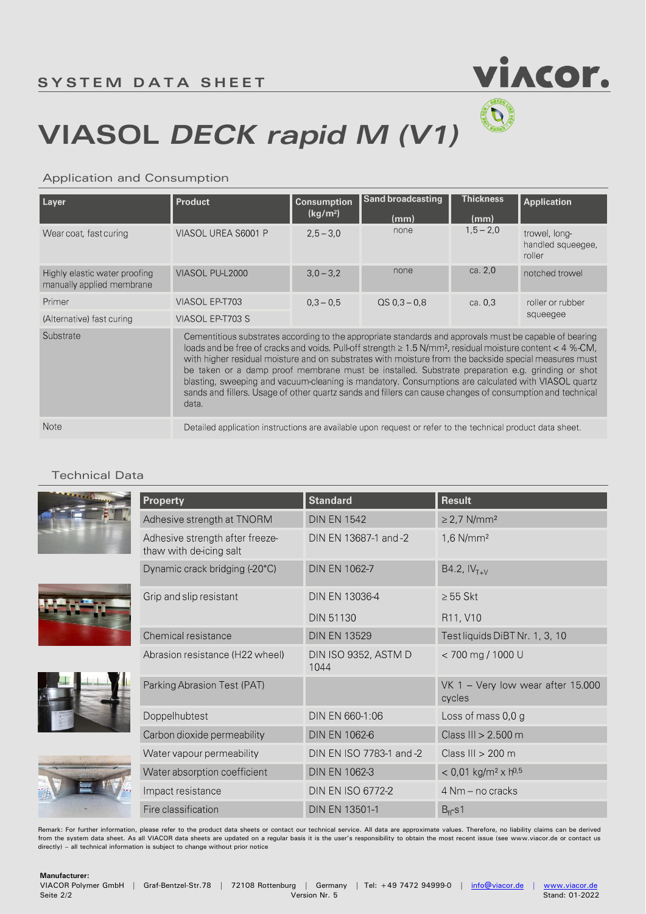SYSTEM DATA SHEET

# VIASOL *DECK rapid M (V1)*

## Application and Consumption

| Layer | Product | Consumption (kg/m²) | Sand broadcasting (mm) | Thickness (mm) | Application |
|---|---|---|---|---|---|
| Wear coat, fast curing | VIASOL UREA S6001 P | 2,5 – 3,0 | none | 1,5 – 2,0 | trowel, long-handled squeegee, roller |
| Highly elastic water proofing manually applied membrane | VIASOL PU-L2000 | 3,0 – 3,2 | none | ca. 2,0 | notched trowel |
| Primer | VIASOL EP-T703 | 0,3 – 0,5 | QS 0,3 – 0,8 | ca. 0,3 | roller or rubber squeegee |
| (Alternative) fast curing | VIASOL EP-T703 S | | | | |
| Substrate | Cementitious substrates according to the appropriate standards and approvals must be capable of bearing loads and be free of cracks and voids. Pull-off strength ≥ 1.5 N/mm², residual moisture content < 4 %-CM, with higher residual moisture and on substrates with moisture from the backside special measures must be taken or a damp proof membrane must be installed. Substrate preparation e.g. grinding or shot blasting, sweeping and vacuum-cleaning is mandatory. Consumptions are calculated with VIASOL quartz sands and fillers. Usage of other quartz sands and fillers can cause changes of consumption and technical data. | | | | |
| Note | Detailed application instructions are available upon request or refer to the technical product data sheet. | | | | |

## Technical Data

| Property | Standard | Result |
|---|---|---|
| Adhesive strength at TNORM | DIN EN 1542 | ≥ 2,7 N/mm² |
| Adhesive strength after freeze-thaw with de-icing salt | DIN EN 13687-1 and -2 | 1,6 N/mm² |
| Dynamic crack bridging (-20°C) | DIN EN 1062-7 | B4.2, $IV_{T+V}$ |
| Grip and slip resistant | DIN EN 13036-4 | ≥ 55 Skt |
| | DIN 51130 | R11, V10 |
| Chemical resistance | DIN EN 13529 | Test liquids DiBT Nr. 1, 3, 10 |
| Abrasion resistance (H22 wheel) | DIN ISO 9352, ASTM D 1044 | < 700 mg / 1000 U |
| Parking Abrasion Test (PAT) | | VK 1 – Very low wear after 15.000 cycles |
| Doppelhubtest | DIN EN 660-1:06 | Loss of mass 0,0 g |
| Carbon dioxide permeability | DIN EN 1062-6 | Class III > 2.500 m |
| Water vapour permeability | DIN EN ISO 7783-1 and -2 | Class III > 200 m |
| Water absorption coefficient | DIN EN 1062-3 | < 0,01 kg/m² x $h^{0,5}$ |
| Impact resistance | DIN EN ISO 6772-2 | 4 Nm – no cracks |
| Fire classification | DIN EN 13501-1 | $B_{fl}$-s1 |

Remark: For further information, please refer to the product data sheets or contact our technical service. All data are approximate values. Therefore, no liability claims can be derived from the system data sheet. As all VIACOR data sheets are updated on a regular basis it is the user's responsibility to obtain the most recent issue (see www.viacor.de or contact us directly) – all technical information is subject to change without prior notice

**Manufacturer:**
VIACOR Polymer GmbH | Graf-Bentzel-Str.78 | 72108 Rottenburg | Germany | Tel: +49 7472 94999-0 | info@viacor.de | www.viacor.de
Version Nr. 5 — Stand: 01-2022